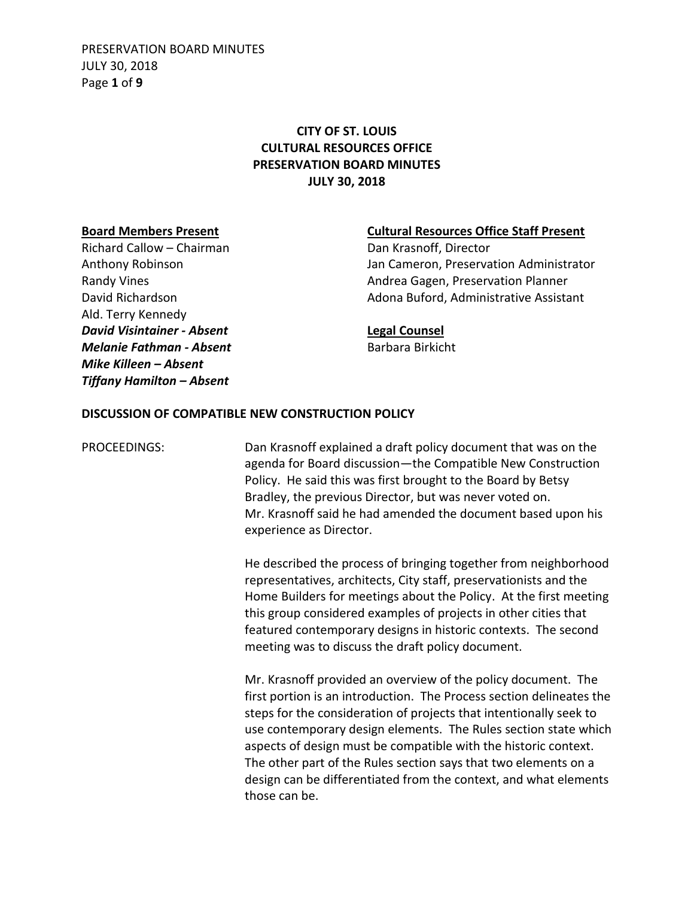# CITY OF ST. LOUIS
# CULTURAL RESOURCES OFFICE
# PRESERVATION BOARD MINUTES
# JULY 30, 2018

**Board Members Present**

Richard Callow – Chairman
Anthony Robinson
Randy Vines
David Richardson
Ald. Terry Kennedy
***David Visintainer - Absent***
***Melanie Fathman - Absent***
***Mike Killeen – Absent***
***Tiffany Hamilton – Absent***

**Cultural Resources Office Staff Present**

Dan Krasnoff, Director
Jan Cameron, Preservation Administrator
Andrea Gagen, Preservation Planner
Adona Buford, Administrative Assistant

**Legal Counsel**

Barbara Birkicht

**DISCUSSION OF COMPATIBLE NEW CONSTRUCTION POLICY**

PROCEEDINGS: Dan Krasnoff explained a draft policy document that was on the agenda for Board discussion—the Compatible New Construction Policy. He said this was first brought to the Board by Betsy Bradley, the previous Director, but was never voted on. Mr. Krasnoff said he had amended the document based upon his experience as Director.

He described the process of bringing together from neighborhood representatives, architects, City staff, preservationists and the Home Builders for meetings about the Policy. At the first meeting this group considered examples of projects in other cities that featured contemporary designs in historic contexts. The second meeting was to discuss the draft policy document.

Mr. Krasnoff provided an overview of the policy document. The first portion is an introduction. The Process section delineates the steps for the consideration of projects that intentionally seek to use contemporary design elements. The Rules section state which aspects of design must be compatible with the historic context. The other part of the Rules section says that two elements on a design can be differentiated from the context, and what elements those can be.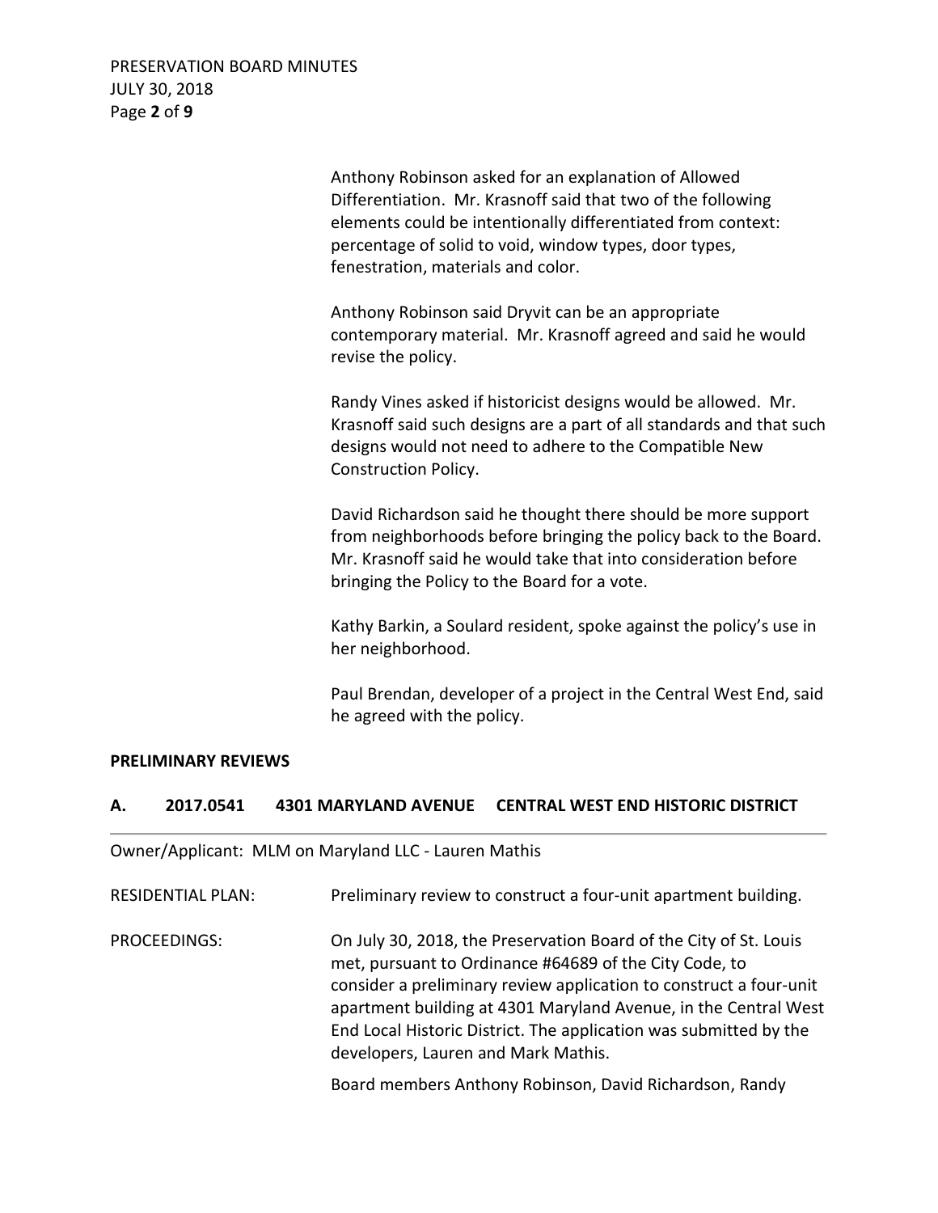Anthony Robinson asked for an explanation of Allowed Differentiation. Mr. Krasnoff said that two of the following elements could be intentionally differentiated from context: percentage of solid to void, window types, door types, fenestration, materials and color.

Anthony Robinson said Dryvit can be an appropriate contemporary material. Mr. Krasnoff agreed and said he would revise the policy.

Randy Vines asked if historicist designs would be allowed. Mr. Krasnoff said such designs are a part of all standards and that such designs would not need to adhere to the Compatible New Construction Policy.

David Richardson said he thought there should be more support from neighborhoods before bringing the policy back to the Board. Mr. Krasnoff said he would take that into consideration before bringing the Policy to the Board for a vote.

Kathy Barkin, a Soulard resident, spoke against the policy's use in her neighborhood.

Paul Brendan, developer of a project in the Central West End, said he agreed with the policy.

## PRELIMINARY REVIEWS

### A. 2017.0541 4301 MARYLAND AVENUE CENTRAL WEST END HISTORIC DISTRICT

Owner/Applicant: MLM on Maryland LLC - Lauren Mathis

RESIDENTIAL PLAN: Preliminary review to construct a four-unit apartment building.

PROCEEDINGS: On July 30, 2018, the Preservation Board of the City of St. Louis met, pursuant to Ordinance #64689 of the City Code, to consider a preliminary review application to construct a four-unit apartment building at 4301 Maryland Avenue, in the Central West End Local Historic District. The application was submitted by the developers, Lauren and Mark Mathis.

Board members Anthony Robinson, David Richardson, Randy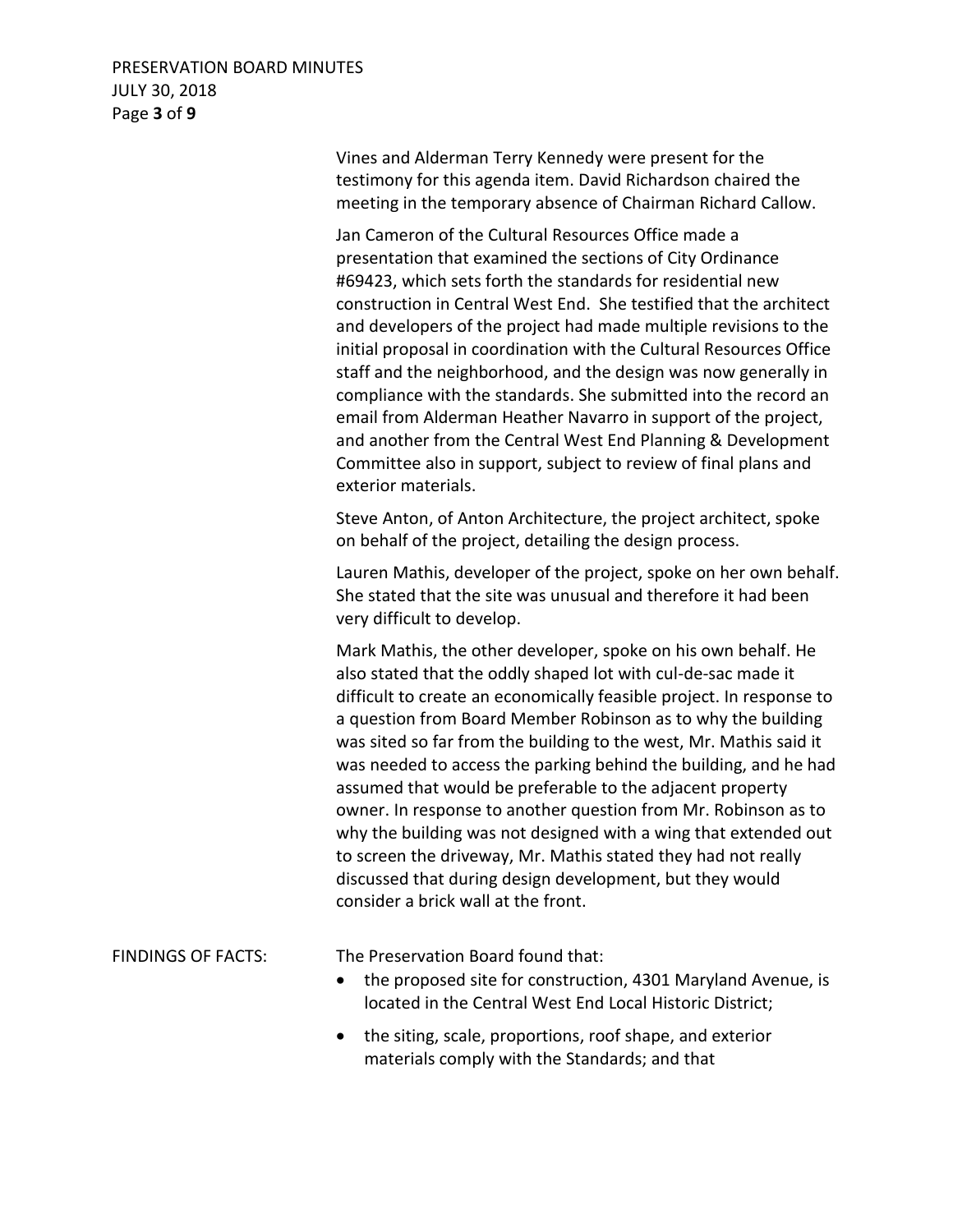Vines and Alderman Terry Kennedy were present for the testimony for this agenda item. David Richardson chaired the meeting in the temporary absence of Chairman Richard Callow.

Jan Cameron of the Cultural Resources Office made a presentation that examined the sections of City Ordinance #69423, which sets forth the standards for residential new construction in Central West End. She testified that the architect and developers of the project had made multiple revisions to the initial proposal in coordination with the Cultural Resources Office staff and the neighborhood, and the design was now generally in compliance with the standards. She submitted into the record an email from Alderman Heather Navarro in support of the project, and another from the Central West End Planning & Development Committee also in support, subject to review of final plans and exterior materials.

Steve Anton, of Anton Architecture, the project architect, spoke on behalf of the project, detailing the design process.

Lauren Mathis, developer of the project, spoke on her own behalf. She stated that the site was unusual and therefore it had been very difficult to develop.

Mark Mathis, the other developer, spoke on his own behalf. He also stated that the oddly shaped lot with cul-de-sac made it difficult to create an economically feasible project. In response to a question from Board Member Robinson as to why the building was sited so far from the building to the west, Mr. Mathis said it was needed to access the parking behind the building, and he had assumed that would be preferable to the adjacent property owner. In response to another question from Mr. Robinson as to why the building was not designed with a wing that extended out to screen the driveway, Mr. Mathis stated they had not really discussed that during design development, but they would consider a brick wall at the front.

FINDINGS OF FACTS: The Preservation Board found that:

- the proposed site for construction, 4301 Maryland Avenue, is located in the Central West End Local Historic District;
- the siting, scale, proportions, roof shape, and exterior materials comply with the Standards; and that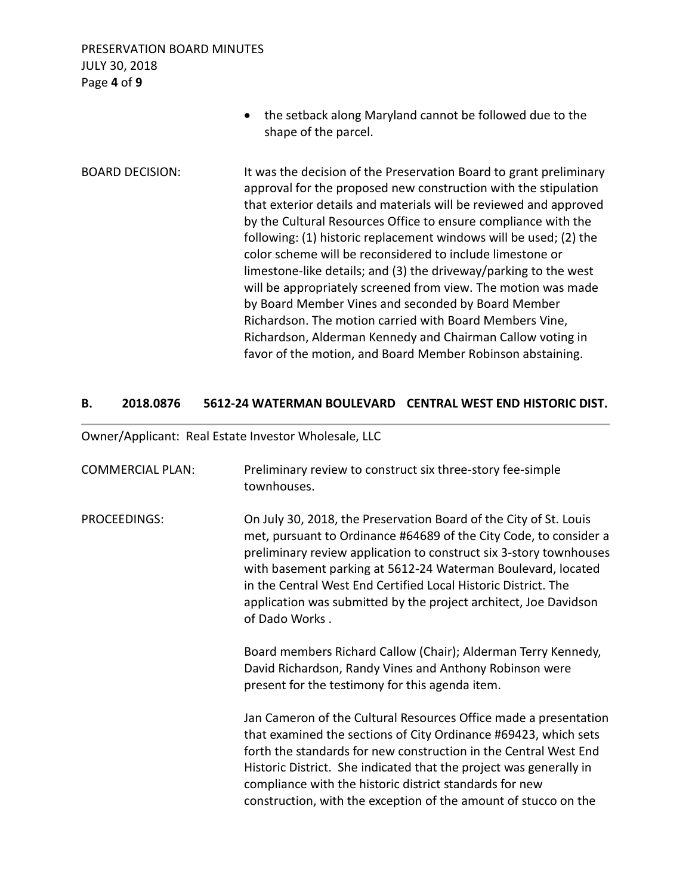- the setback along Maryland cannot be followed due to the shape of the parcel.

BOARD DECISION: It was the decision of the Preservation Board to grant preliminary approval for the proposed new construction with the stipulation that exterior details and materials will be reviewed and approved by the Cultural Resources Office to ensure compliance with the following: (1) historic replacement windows will be used; (2) the color scheme will be reconsidered to include limestone or limestone-like details; and (3) the driveway/parking to the west will be appropriately screened from view. The motion was made by Board Member Vines and seconded by Board Member Richardson. The motion carried with Board Members Vine, Richardson, Alderman Kennedy and Chairman Callow voting in favor of the motion, and Board Member Robinson abstaining.

## B. 2018.0876 5612-24 WATERMAN BOULEVARD CENTRAL WEST END HISTORIC DIST.

Owner/Applicant: Real Estate Investor Wholesale, LLC

COMMERCIAL PLAN: Preliminary review to construct six three-story fee-simple townhouses.

PROCEEDINGS: On July 30, 2018, the Preservation Board of the City of St. Louis met, pursuant to Ordinance #64689 of the City Code, to consider a preliminary review application to construct six 3-story townhouses with basement parking at 5612-24 Waterman Boulevard, located in the Central West End Certified Local Historic District. The application was submitted by the project architect, Joe Davidson of Dado Works .

Board members Richard Callow (Chair); Alderman Terry Kennedy, David Richardson, Randy Vines and Anthony Robinson were present for the testimony for this agenda item.

Jan Cameron of the Cultural Resources Office made a presentation that examined the sections of City Ordinance #69423, which sets forth the standards for new construction in the Central West End Historic District. She indicated that the project was generally in compliance with the historic district standards for new construction, with the exception of the amount of stucco on the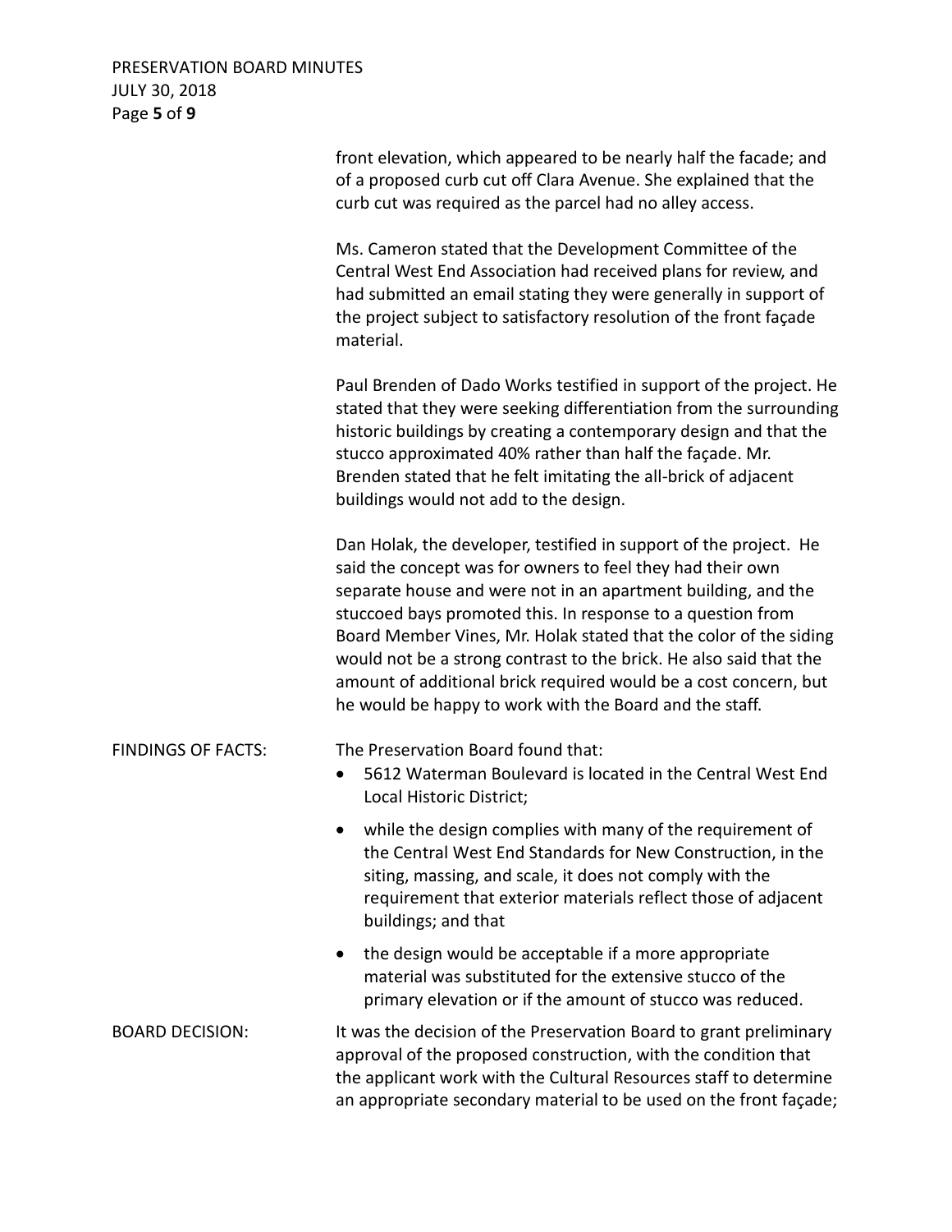front elevation, which appeared to be nearly half the facade; and of a proposed curb cut off Clara Avenue. She explained that the curb cut was required as the parcel had no alley access.

Ms. Cameron stated that the Development Committee of the Central West End Association had received plans for review, and had submitted an email stating they were generally in support of the project subject to satisfactory resolution of the front façade material.

Paul Brenden of Dado Works testified in support of the project. He stated that they were seeking differentiation from the surrounding historic buildings by creating a contemporary design and that the stucco approximated 40% rather than half the façade. Mr. Brenden stated that he felt imitating the all-brick of adjacent buildings would not add to the design.

Dan Holak, the developer, testified in support of the project. He said the concept was for owners to feel they had their own separate house and were not in an apartment building, and the stuccoed bays promoted this. In response to a question from Board Member Vines, Mr. Holak stated that the color of the siding would not be a strong contrast to the brick. He also said that the amount of additional brick required would be a cost concern, but he would be happy to work with the Board and the staff.

FINDINGS OF FACTS: The Preservation Board found that:

- 5612 Waterman Boulevard is located in the Central West End Local Historic District;
- while the design complies with many of the requirement of the Central West End Standards for New Construction, in the siting, massing, and scale, it does not comply with the requirement that exterior materials reflect those of adjacent buildings; and that
- the design would be acceptable if a more appropriate material was substituted for the extensive stucco of the primary elevation or if the amount of stucco was reduced.

BOARD DECISION: It was the decision of the Preservation Board to grant preliminary approval of the proposed construction, with the condition that the applicant work with the Cultural Resources staff to determine an appropriate secondary material to be used on the front façade;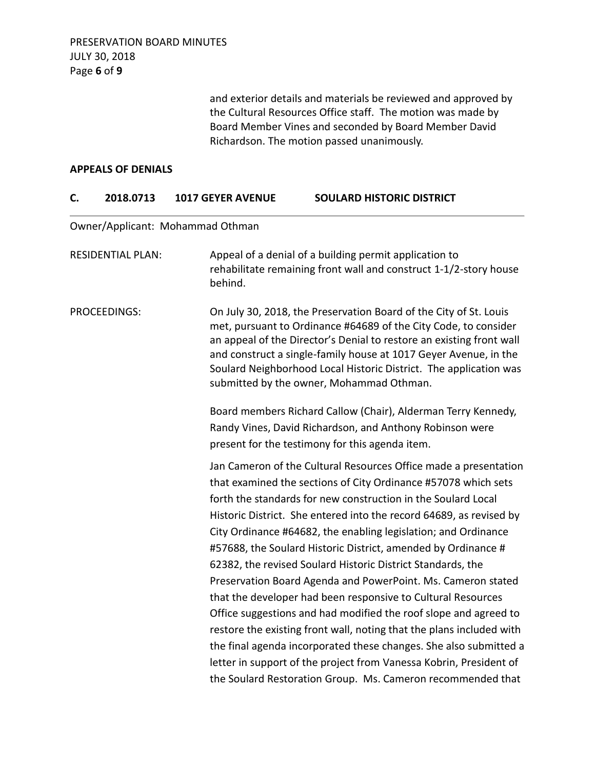and exterior details and materials be reviewed and approved by the Cultural Resources Office staff. The motion was made by Board Member Vines and seconded by Board Member David Richardson. The motion passed unanimously.

**APPEALS OF DENIALS**

## C. 2018.0713 1017 GEYER AVENUE SOULARD HISTORIC DISTRICT

Owner/Applicant: Mohammad Othman

RESIDENTIAL PLAN: Appeal of a denial of a building permit application to rehabilitate remaining front wall and construct 1-1/2-story house behind.

PROCEEDINGS: On July 30, 2018, the Preservation Board of the City of St. Louis met, pursuant to Ordinance #64689 of the City Code, to consider an appeal of the Director's Denial to restore an existing front wall and construct a single-family house at 1017 Geyer Avenue, in the Soulard Neighborhood Local Historic District. The application was submitted by the owner, Mohammad Othman.

Board members Richard Callow (Chair), Alderman Terry Kennedy, Randy Vines, David Richardson, and Anthony Robinson were present for the testimony for this agenda item.

Jan Cameron of the Cultural Resources Office made a presentation that examined the sections of City Ordinance #57078 which sets forth the standards for new construction in the Soulard Local Historic District. She entered into the record 64689, as revised by City Ordinance #64682, the enabling legislation; and Ordinance #57688, the Soulard Historic District, amended by Ordinance # 62382, the revised Soulard Historic District Standards, the Preservation Board Agenda and PowerPoint. Ms. Cameron stated that the developer had been responsive to Cultural Resources Office suggestions and had modified the roof slope and agreed to restore the existing front wall, noting that the plans included with the final agenda incorporated these changes. She also submitted a letter in support of the project from Vanessa Kobrin, President of the Soulard Restoration Group. Ms. Cameron recommended that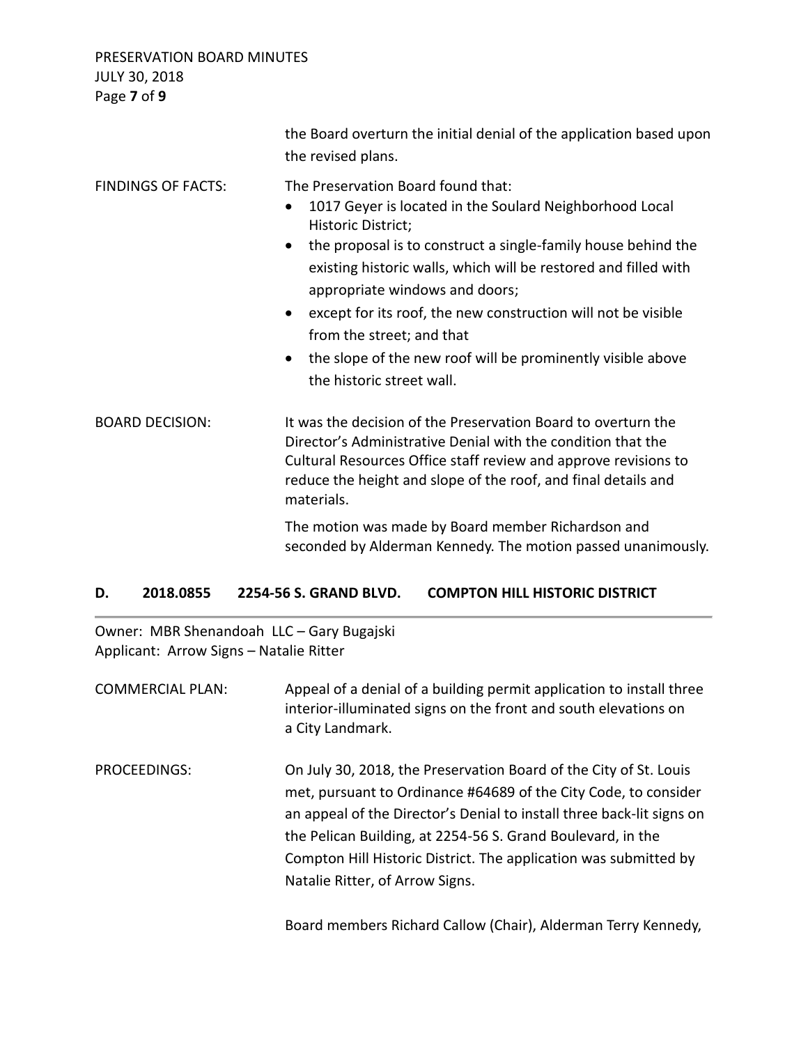the Board overturn the initial denial of the application based upon the revised plans.

FINDINGS OF FACTS: The Preservation Board found that:

- 1017 Geyer is located in the Soulard Neighborhood Local Historic District;
- the proposal is to construct a single-family house behind the existing historic walls, which will be restored and filled with appropriate windows and doors;
- except for its roof, the new construction will not be visible from the street; and that
- the slope of the new roof will be prominently visible above the historic street wall.

BOARD DECISION: It was the decision of the Preservation Board to overturn the Director's Administrative Denial with the condition that the Cultural Resources Office staff review and approve revisions to reduce the height and slope of the roof, and final details and materials.

The motion was made by Board member Richardson and seconded by Alderman Kennedy. The motion passed unanimously.

## D. 2018.0855 2254-56 S. GRAND BLVD. COMPTON HILL HISTORIC DISTRICT

Owner: MBR Shenandoah LLC – Gary Bugajski
Applicant: Arrow Signs – Natalie Ritter

COMMERCIAL PLAN: Appeal of a denial of a building permit application to install three interior-illuminated signs on the front and south elevations on a City Landmark.

PROCEEDINGS: On July 30, 2018, the Preservation Board of the City of St. Louis met, pursuant to Ordinance #64689 of the City Code, to consider an appeal of the Director's Denial to install three back-lit signs on the Pelican Building, at 2254-56 S. Grand Boulevard, in the Compton Hill Historic District. The application was submitted by Natalie Ritter, of Arrow Signs.

Board members Richard Callow (Chair), Alderman Terry Kennedy,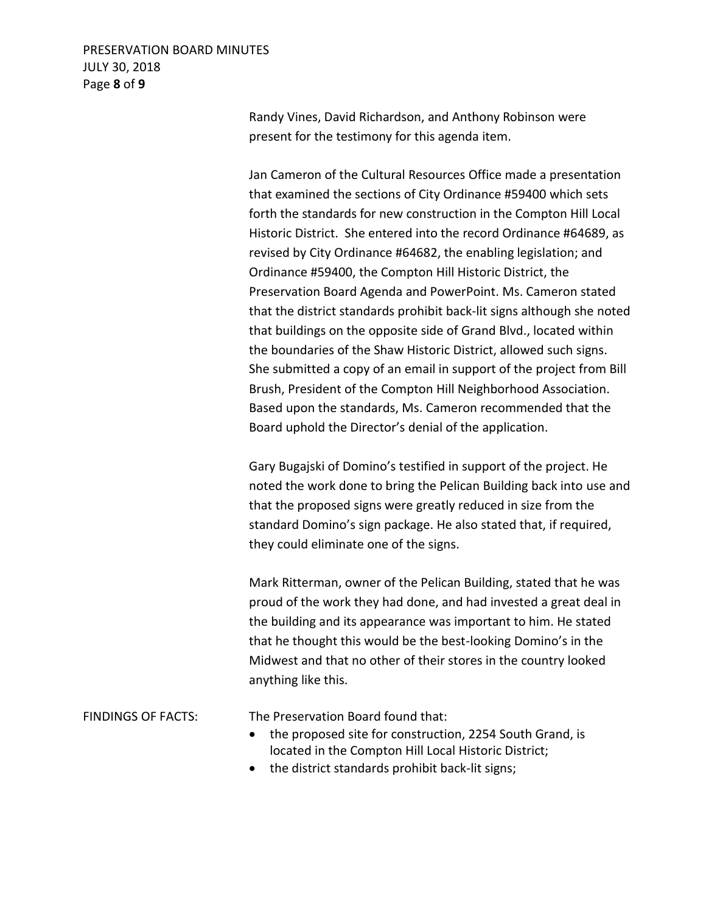Randy Vines, David Richardson, and Anthony Robinson were present for the testimony for this agenda item.

Jan Cameron of the Cultural Resources Office made a presentation that examined the sections of City Ordinance #59400 which sets forth the standards for new construction in the Compton Hill Local Historic District. She entered into the record Ordinance #64689, as revised by City Ordinance #64682, the enabling legislation; and Ordinance #59400, the Compton Hill Historic District, the Preservation Board Agenda and PowerPoint. Ms. Cameron stated that the district standards prohibit back-lit signs although she noted that buildings on the opposite side of Grand Blvd., located within the boundaries of the Shaw Historic District, allowed such signs. She submitted a copy of an email in support of the project from Bill Brush, President of the Compton Hill Neighborhood Association. Based upon the standards, Ms. Cameron recommended that the Board uphold the Director's denial of the application.

Gary Bugajski of Domino's testified in support of the project. He noted the work done to bring the Pelican Building back into use and that the proposed signs were greatly reduced in size from the standard Domino's sign package. He also stated that, if required, they could eliminate one of the signs.

Mark Ritterman, owner of the Pelican Building, stated that he was proud of the work they had done, and had invested a great deal in the building and its appearance was important to him. He stated that he thought this would be the best-looking Domino's in the Midwest and that no other of their stores in the country looked anything like this.

FINDINGS OF FACTS: The Preservation Board found that:

- the proposed site for construction, 2254 South Grand, is located in the Compton Hill Local Historic District;
- the district standards prohibit back-lit signs;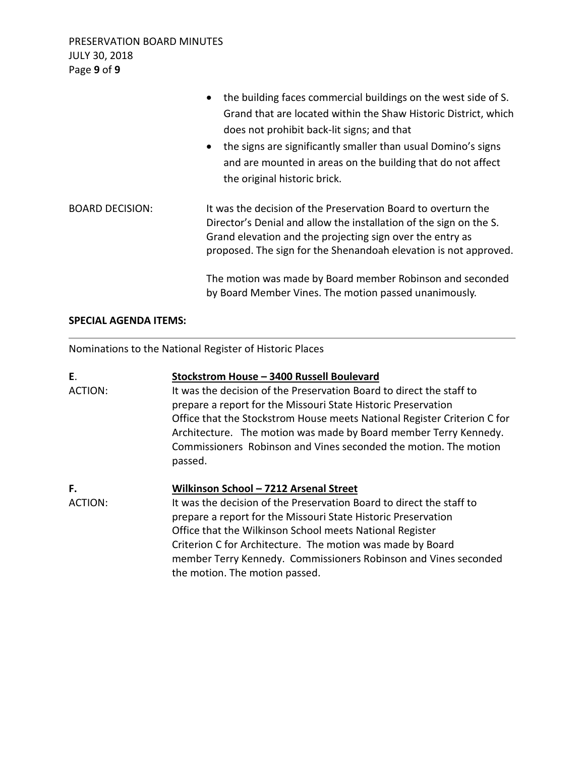- the building faces commercial buildings on the west side of S. Grand that are located within the Shaw Historic District, which does not prohibit back-lit signs; and that
- the signs are significantly smaller than usual Domino's signs and are mounted in areas on the building that do not affect the original historic brick.

BOARD DECISION: It was the decision of the Preservation Board to overturn the Director's Denial and allow the installation of the sign on the S. Grand elevation and the projecting sign over the entry as proposed. The sign for the Shenandoah elevation is not approved.

The motion was made by Board member Robinson and seconded by Board Member Vines. The motion passed unanimously.

**SPECIAL AGENDA ITEMS:**

Nominations to the National Register of Historic Places

**E.** **Stockstrom House – 3400 Russell Boulevard**

ACTION: It was the decision of the Preservation Board to direct the staff to prepare a report for the Missouri State Historic Preservation Office that the Stockstrom House meets National Register Criterion C for Architecture. The motion was made by Board member Terry Kennedy. Commissioners Robinson and Vines seconded the motion. The motion passed.

**F.** **Wilkinson School – 7212 Arsenal Street**

ACTION: It was the decision of the Preservation Board to direct the staff to prepare a report for the Missouri State Historic Preservation Office that the Wilkinson School meets National Register Criterion C for Architecture. The motion was made by Board member Terry Kennedy. Commissioners Robinson and Vines seconded the motion. The motion passed.